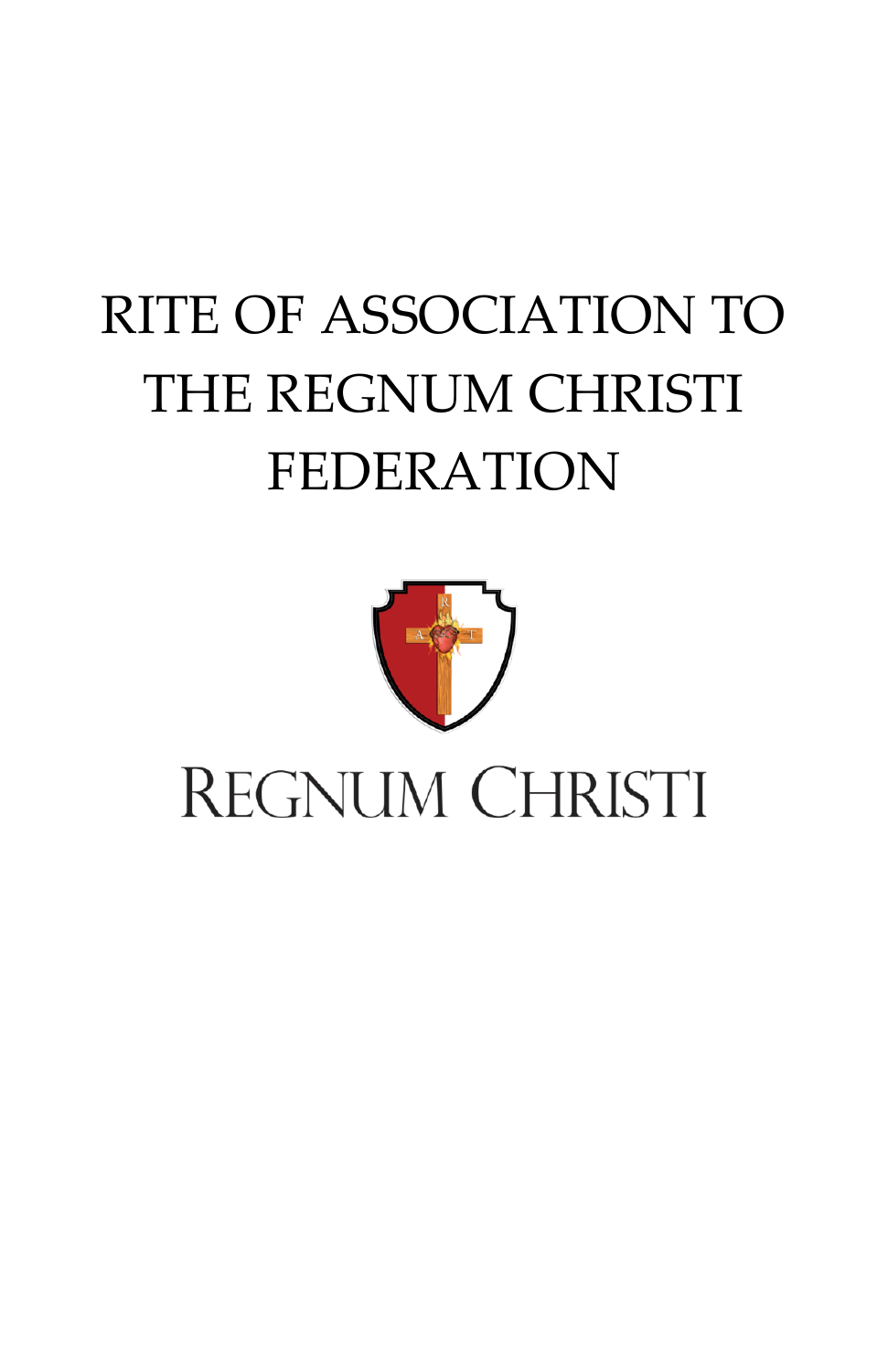# RITE OF ASSOCIATION TO THE REGNUM CHRISTI FEDERATION

REGNUM CHRISTI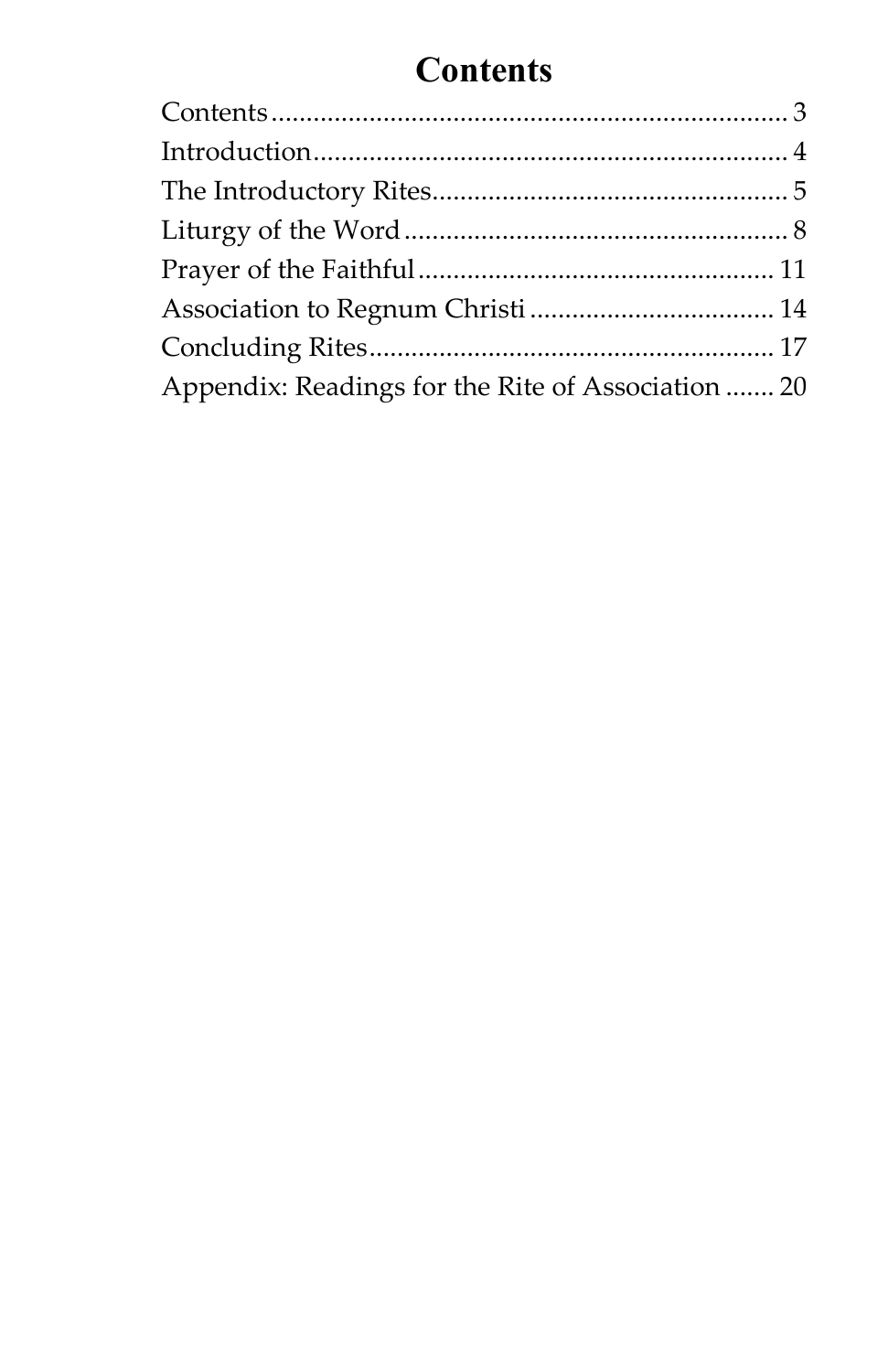# Contents

Contents ........................................................................ 3
Introduction ................................................................... 4
The Introductory Rites ................................................... 5
Liturgy of the Word ....................................................... 8
Prayer of the Faithful ................................................... 11
Association to Regnum Christi .................................. 14
Concluding Rites .......................................................... 17
Appendix: Readings for the Rite of Association ....... 20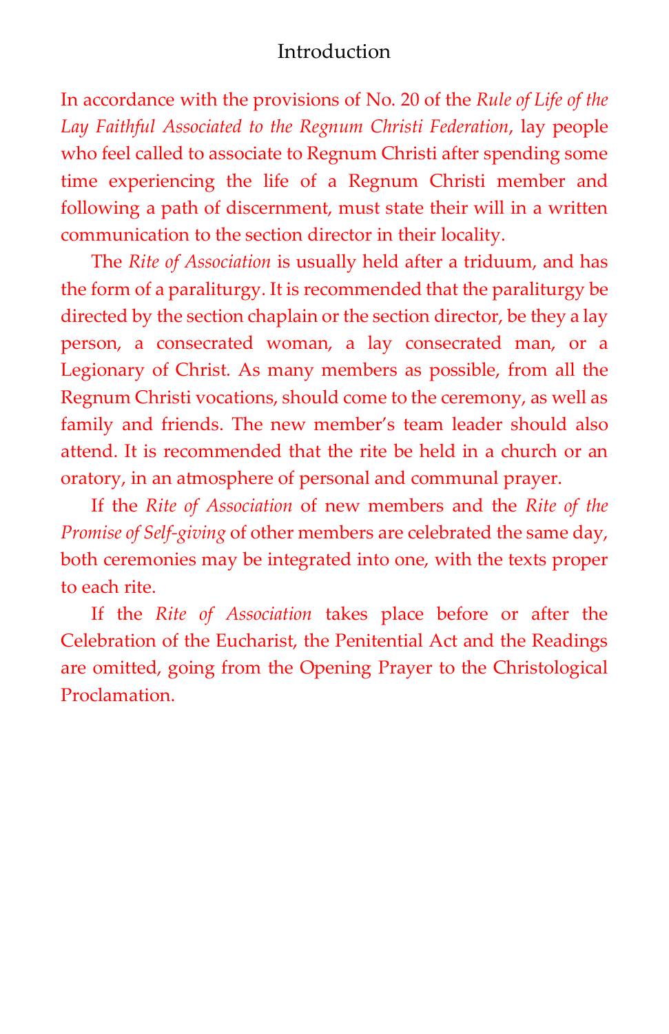# Introduction

In accordance with the provisions of No. 20 of the *Rule of Life of the Lay Faithful Associated to the Regnum Christi Federation*, lay people who feel called to associate to Regnum Christi after spending some time experiencing the life of a Regnum Christi member and following a path of discernment, must state their will in a written communication to the section director in their locality.

The *Rite of Association* is usually held after a triduum, and has the form of a paraliturgy. It is recommended that the paraliturgy be directed by the section chaplain or the section director, be they a lay person, a consecrated woman, a lay consecrated man, or a Legionary of Christ. As many members as possible, from all the Regnum Christi vocations, should come to the ceremony, as well as family and friends. The new member's team leader should also attend. It is recommended that the rite be held in a church or an oratory, in an atmosphere of personal and communal prayer.

If the *Rite of Association* of new members and the *Rite of the Promise of Self-giving* of other members are celebrated the same day, both ceremonies may be integrated into one, with the texts proper to each rite.

If the *Rite of Association* takes place before or after the Celebration of the Eucharist, the Penitential Act and the Readings are omitted, going from the Opening Prayer to the Christological Proclamation.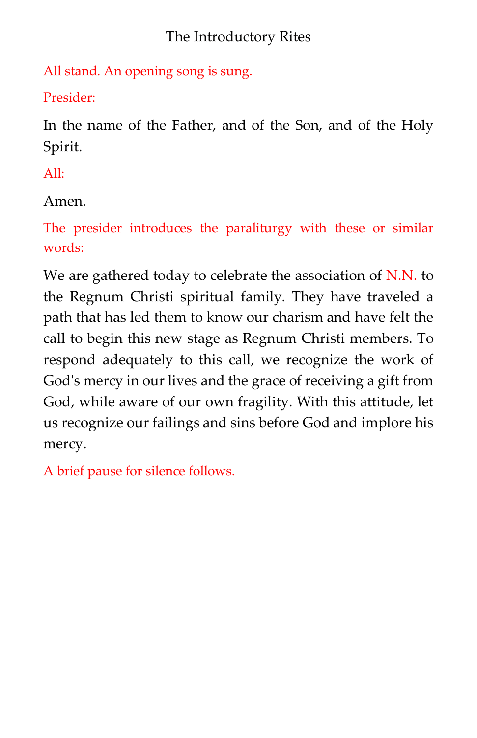## The Introductory Rites

*All stand. An opening song is sung.*

*Presider:*

In the name of the Father, and of the Son, and of the Holy Spirit.

*All:*

Amen.

*The presider introduces the paraliturgy with these or similar words:*

We are gathered today to celebrate the association of *N.N.* to the Regnum Christi spiritual family. They have traveled a path that has led them to know our charism and have felt the call to begin this new stage as Regnum Christi members. To respond adequately to this call, we recognize the work of God's mercy in our lives and the grace of receiving a gift from God, while aware of our own fragility. With this attitude, let us recognize our failings and sins before God and implore his mercy.

*A brief pause for silence follows.*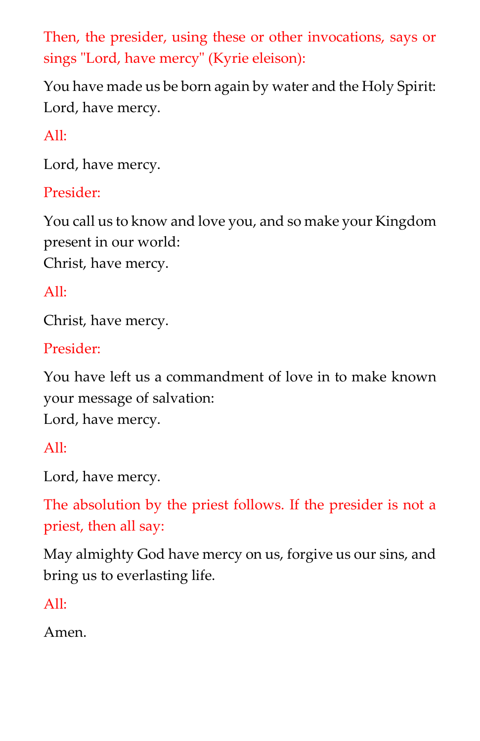*Then, the presider, using these or other invocations, says or sings "Lord, have mercy" (Kyrie eleison):*

You have made us be born again by water and the Holy Spirit:
Lord, have mercy.

*All:*

Lord, have mercy.

*Presider:*

You call us to know and love you, and so make your Kingdom present in our world:
Christ, have mercy.

*All:*

Christ, have mercy.

*Presider:*

You have left us a commandment of love in to make known your message of salvation:
Lord, have mercy.

*All:*

Lord, have mercy.

*The absolution by the priest follows. If the presider is not a priest, then all say:*

May almighty God have mercy on us, forgive us our sins, and bring us to everlasting life.

*All:*

Amen.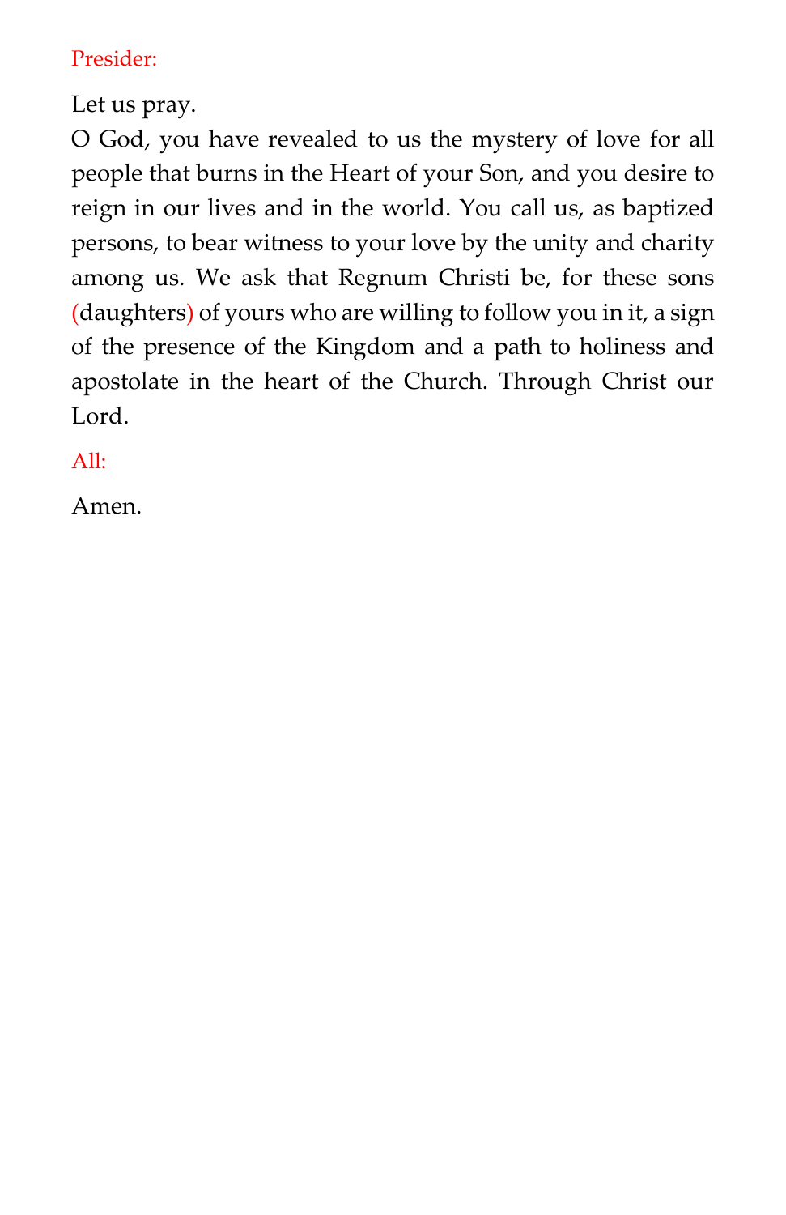Presider:

Let us pray.
O God, you have revealed to us the mystery of love for all people that burns in the Heart of your Son, and you desire to reign in our lives and in the world. You call us, as baptized persons, to bear witness to your love by the unity and charity among us. We ask that Regnum Christi be, for these sons (daughters) of yours who are willing to follow you in it, a sign of the presence of the Kingdom and a path to holiness and apostolate in the heart of the Church. Through Christ our Lord.

All:

Amen.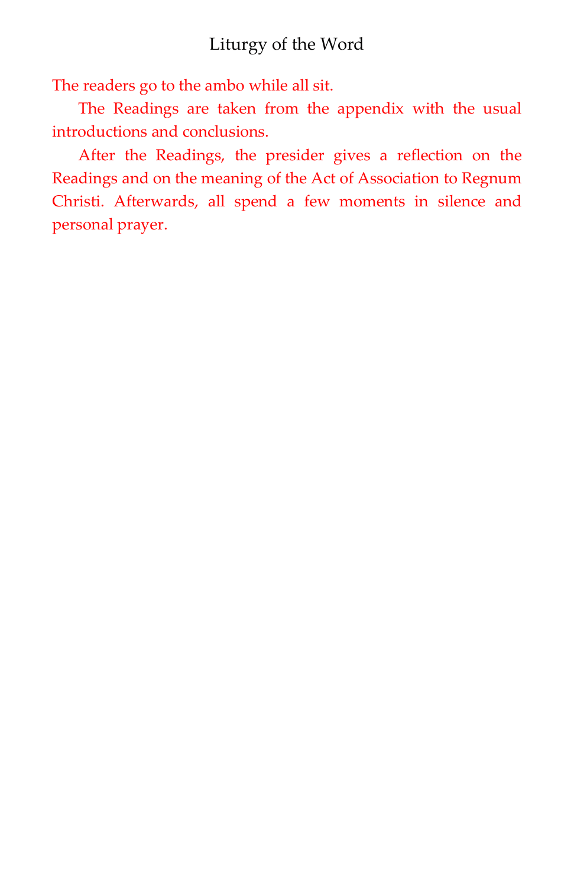## Liturgy of the Word

*The readers go to the ambo while all sit.*

*The Readings are taken from the appendix with the usual introductions and conclusions.*

*After the Readings, the presider gives a reflection on the Readings and on the meaning of the Act of Association to Regnum Christi. Afterwards, all spend a few moments in silence and personal prayer.*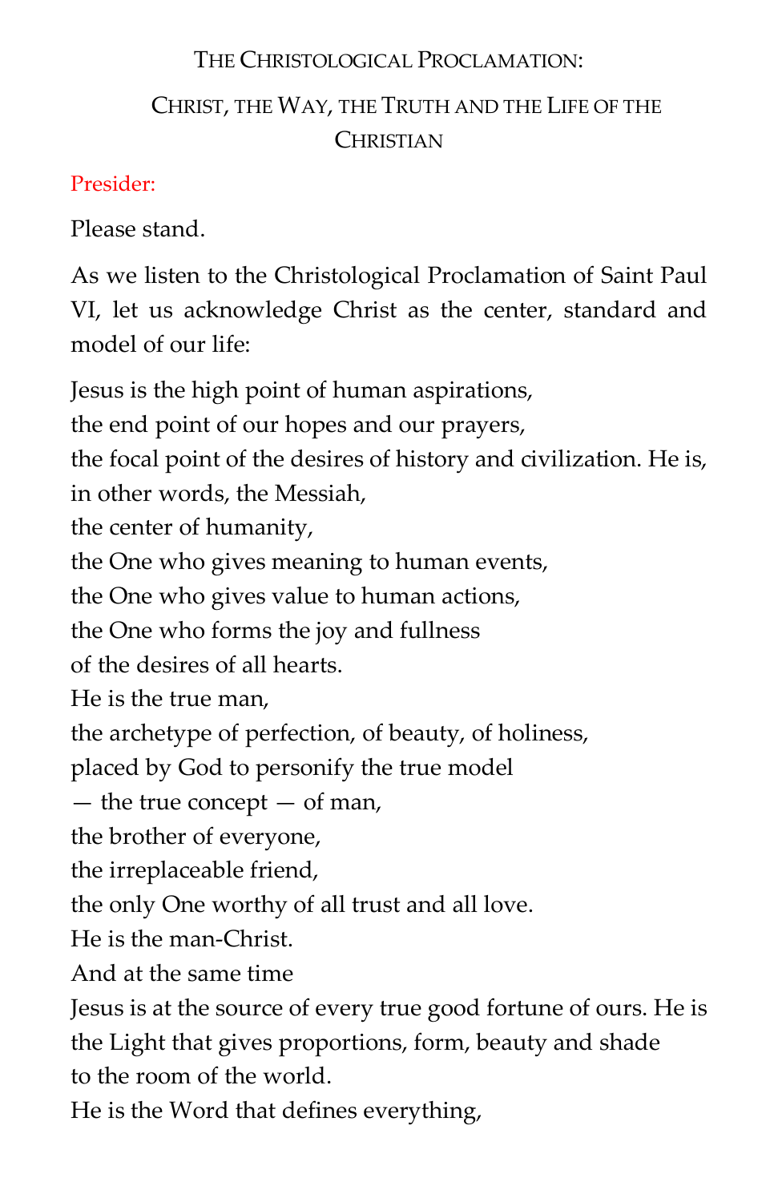## The Christological Proclamation:

## Christ, the Way, the Truth and the Life of the Christian

Presider:

Please stand.

As we listen to the Christological Proclamation of Saint Paul VI, let us acknowledge Christ as the center, standard and model of our life:

Jesus is the high point of human aspirations,
the end point of our hopes and our prayers,
the focal point of the desires of history and civilization. He is, in other words, the Messiah,
the center of humanity,
the One who gives meaning to human events,
the One who gives value to human actions,
the One who forms the joy and fullness
of the desires of all hearts.
He is the true man,
the archetype of perfection, of beauty, of holiness,
placed by God to personify the true model
— the true concept — of man,
the brother of everyone,
the irreplaceable friend,
the only One worthy of all trust and all love.
He is the man-Christ.
And at the same time
Jesus is at the source of every true good fortune of ours. He is
the Light that gives proportions, form, beauty and shade
to the room of the world.
He is the Word that defines everything,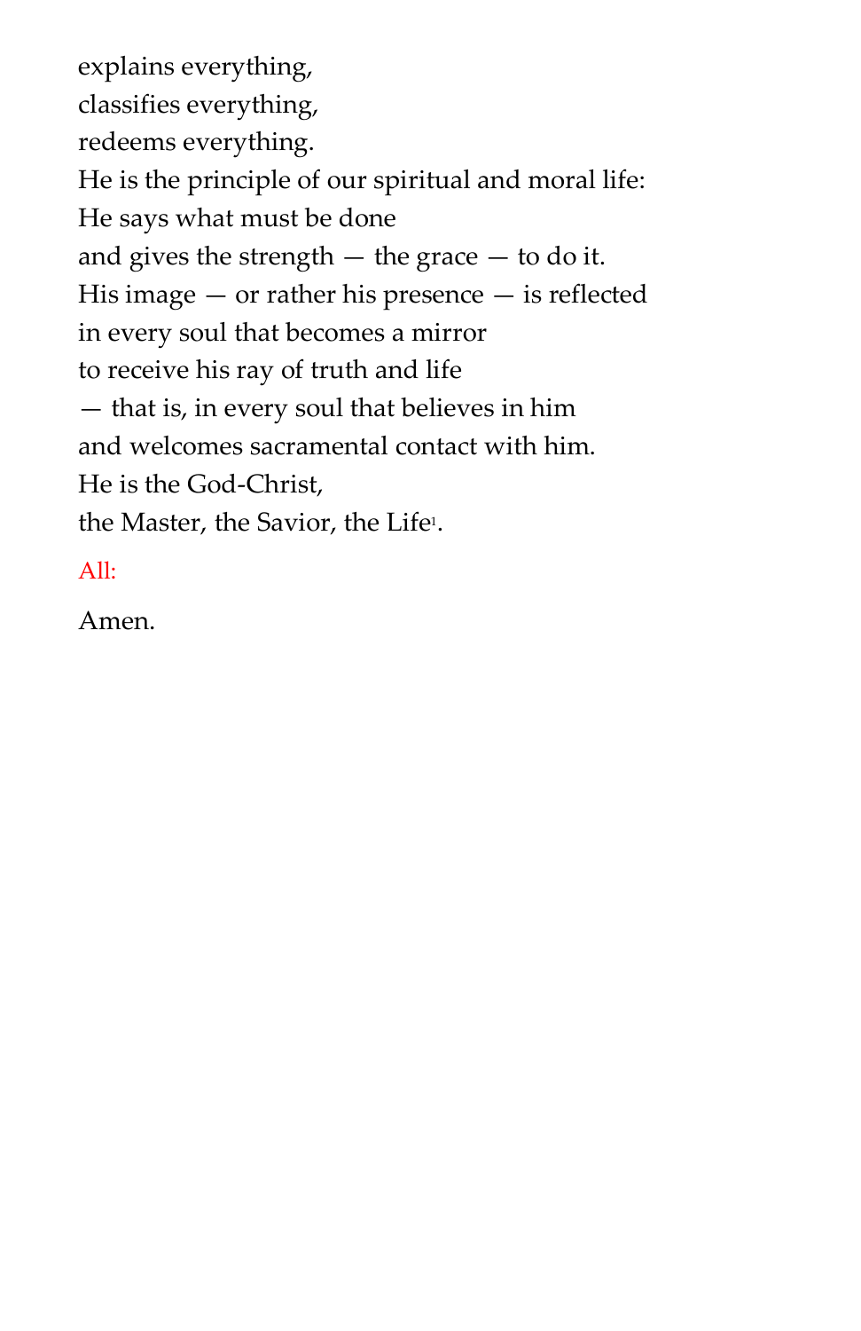explains everything,  
classifies everything,  
redeems everything.  
He is the principle of our spiritual and moral life:  
He says what must be done  
and gives the strength — the grace — to do it.  
His image — or rather his presence — is reflected  
in every soul that becomes a mirror  
to receive his ray of truth and life  
— that is, in every soul that believes in him  
and welcomes sacramental contact with him.  
He is the God-Christ,  
the Master, the Savior, the Life[1].

All:

Amen.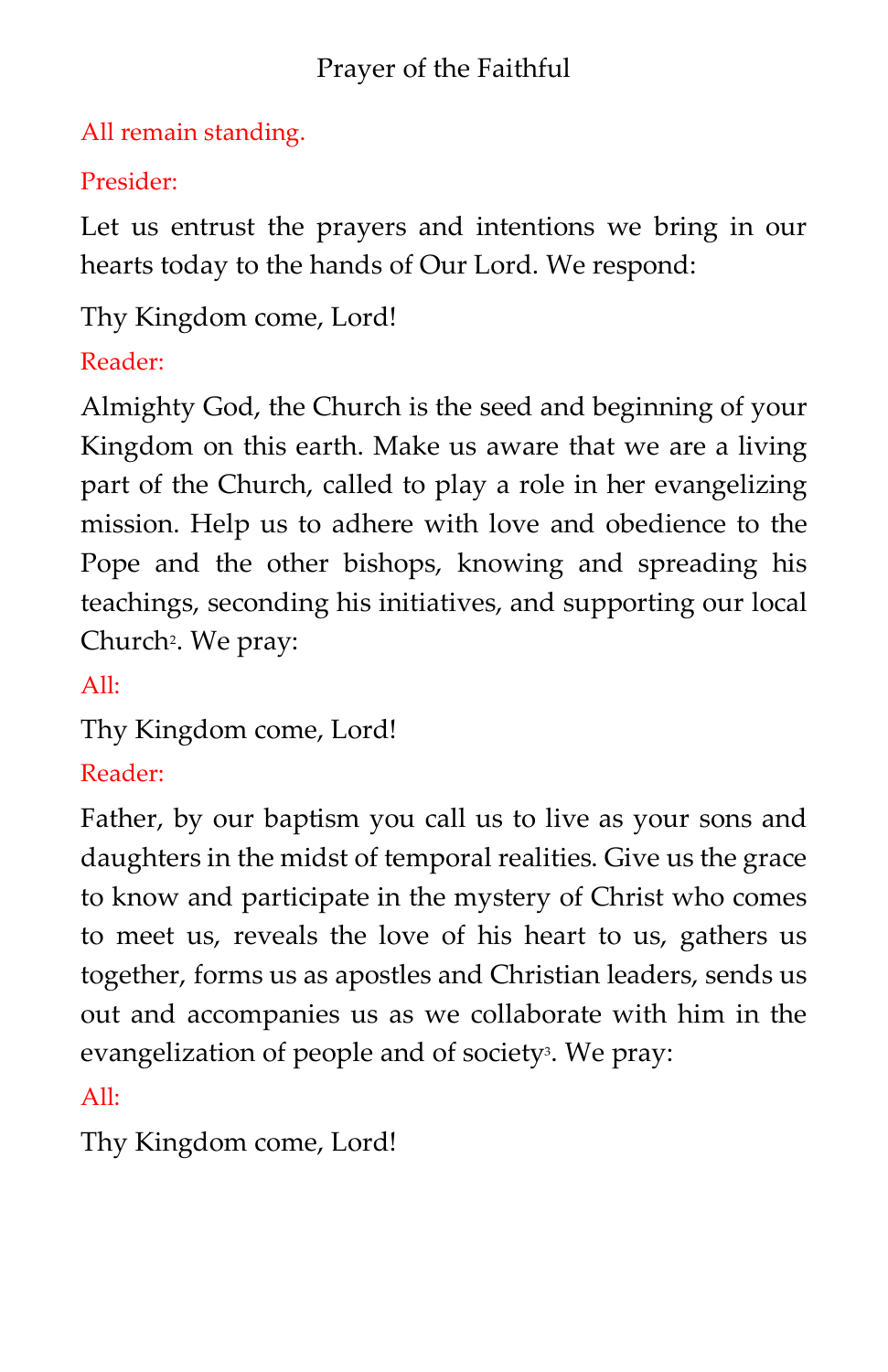## Prayer of the Faithful

All remain standing.

Presider:

Let us entrust the prayers and intentions we bring in our hearts today to the hands of Our Lord. We respond:

Thy Kingdom come, Lord!

Reader:

Almighty God, the Church is the seed and beginning of your Kingdom on this earth. Make us aware that we are a living part of the Church, called to play a role in her evangelizing mission. Help us to adhere with love and obedience to the Pope and the other bishops, knowing and spreading his teachings, seconding his initiatives, and supporting our local Church[2]. We pray:

All:

Thy Kingdom come, Lord!

Reader:

Father, by our baptism you call us to live as your sons and daughters in the midst of temporal realities. Give us the grace to know and participate in the mystery of Christ who comes to meet us, reveals the love of his heart to us, gathers us together, forms us as apostles and Christian leaders, sends us out and accompanies us as we collaborate with him in the evangelization of people and of society[3]. We pray:

All:

Thy Kingdom come, Lord!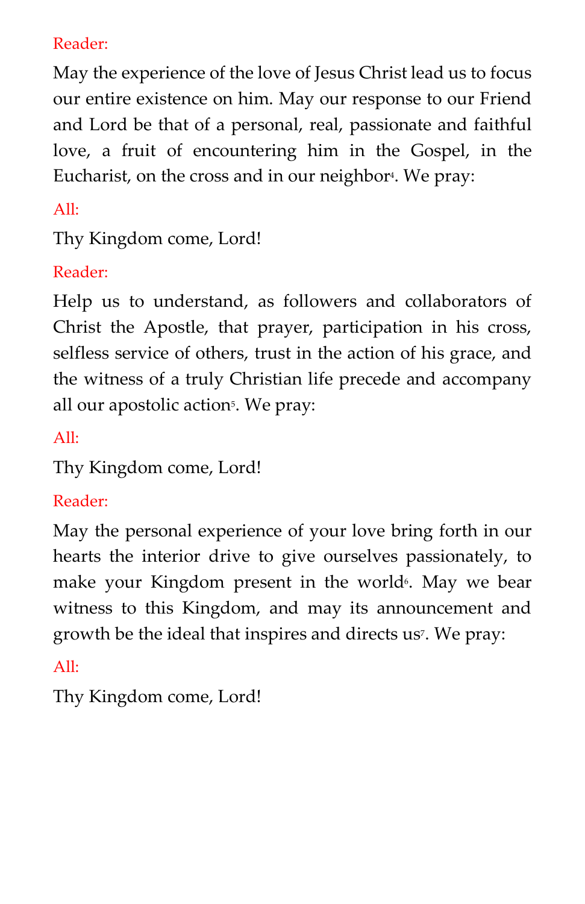Reader:

May the experience of the love of Jesus Christ lead us to focus our entire existence on him. May our response to our Friend and Lord be that of a personal, real, passionate and faithful love, a fruit of encountering him in the Gospel, in the Eucharist, on the cross and in our neighbor[4]. We pray:

All:

Thy Kingdom come, Lord!

Reader:

Help us to understand, as followers and collaborators of Christ the Apostle, that prayer, participation in his cross, selfless service of others, trust in the action of his grace, and the witness of a truly Christian life precede and accompany all our apostolic action[5]. We pray:

All:

Thy Kingdom come, Lord!

Reader:

May the personal experience of your love bring forth in our hearts the interior drive to give ourselves passionately, to make your Kingdom present in the world[6]. May we bear witness to this Kingdom, and may its announcement and growth be the ideal that inspires and directs us[7]. We pray:

All:

Thy Kingdom come, Lord!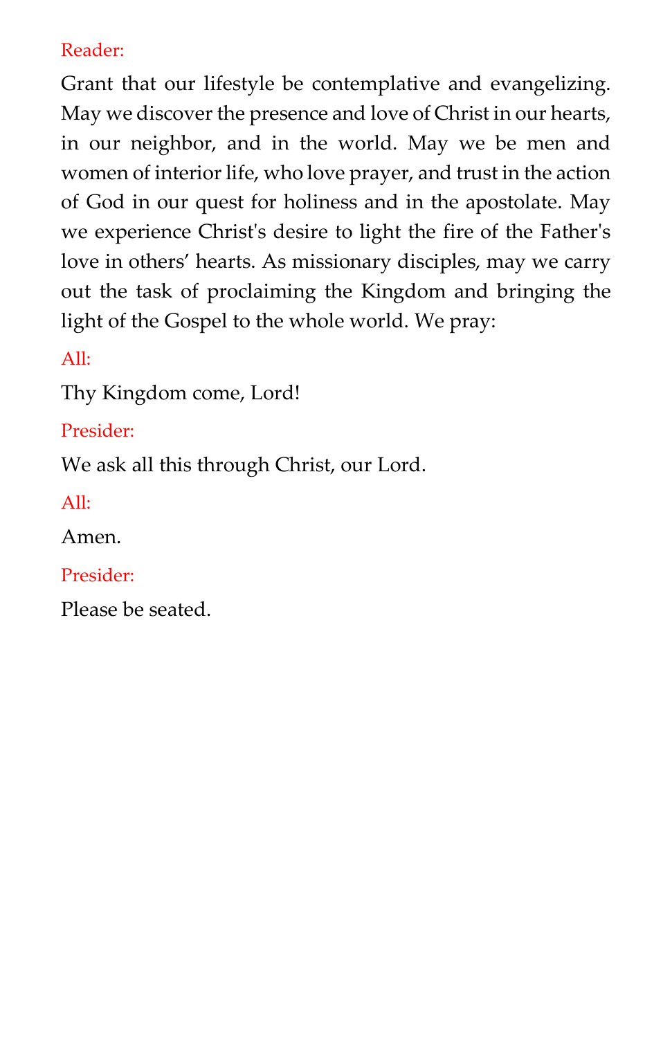Reader:

Grant that our lifestyle be contemplative and evangelizing. May we discover the presence and love of Christ in our hearts, in our neighbor, and in the world. May we be men and women of interior life, who love prayer, and trust in the action of God in our quest for holiness and in the apostolate. May we experience Christ's desire to light the fire of the Father's love in others' hearts. As missionary disciples, may we carry out the task of proclaiming the Kingdom and bringing the light of the Gospel to the whole world. We pray:

All:

Thy Kingdom come, Lord!

Presider:

We ask all this through Christ, our Lord.

All:

Amen.

Presider:

Please be seated.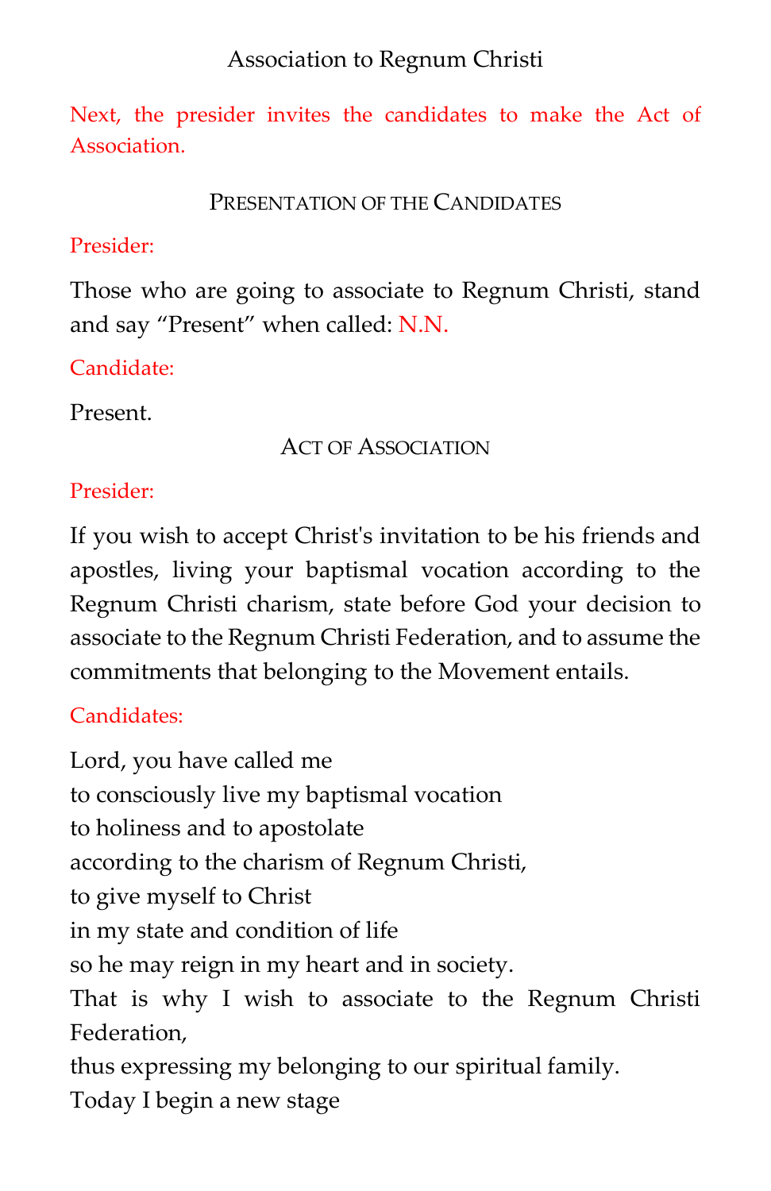Association to Regnum Christi

*Next, the presider invites the candidates to make the Act of Association.*

### Presentation of the Candidates

*Presider:*

Those who are going to associate to Regnum Christi, stand and say "Present" when called: *N.N.*

*Candidate:*

Present.

### Act of Association

*Presider:*

If you wish to accept Christ's invitation to be his friends and apostles, living your baptismal vocation according to the Regnum Christi charism, state before God your decision to associate to the Regnum Christi Federation, and to assume the commitments that belonging to the Movement entails.

*Candidates:*

Lord, you have called me  
to consciously live my baptismal vocation  
to holiness and to apostolate  
according to the charism of Regnum Christi,  
to give myself to Christ  
in my state and condition of life  
so he may reign in my heart and in society.  
That is why I wish to associate to the Regnum Christi Federation,  
thus expressing my belonging to our spiritual family.  
Today I begin a new stage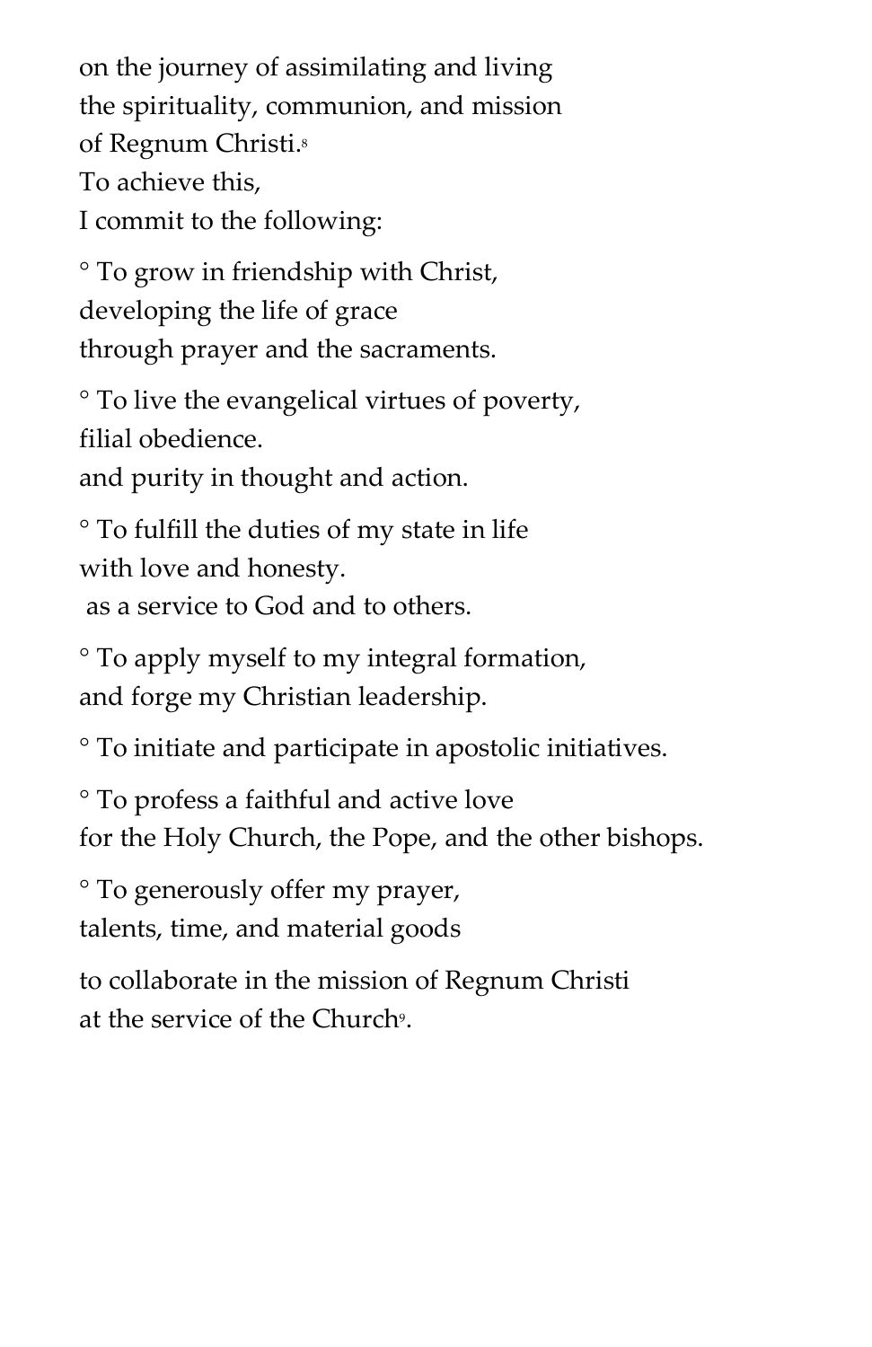on the journey of assimilating and living
the spirituality, communion, and mission
of Regnum Christi.[8]
To achieve this,
I commit to the following:

° To grow in friendship with Christ,
developing the life of grace
through prayer and the sacraments.

° To live the evangelical virtues of poverty,
filial obedience.
and purity in thought and action.

° To fulfill the duties of my state in life
with love and honesty.
as a service to God and to others.

° To apply myself to my integral formation,
and forge my Christian leadership.

° To initiate and participate in apostolic initiatives.

° To profess a faithful and active love
for the Holy Church, the Pope, and the other bishops.

° To generously offer my prayer,
talents, time, and material goods

to collaborate in the mission of Regnum Christi
at the service of the Church[9].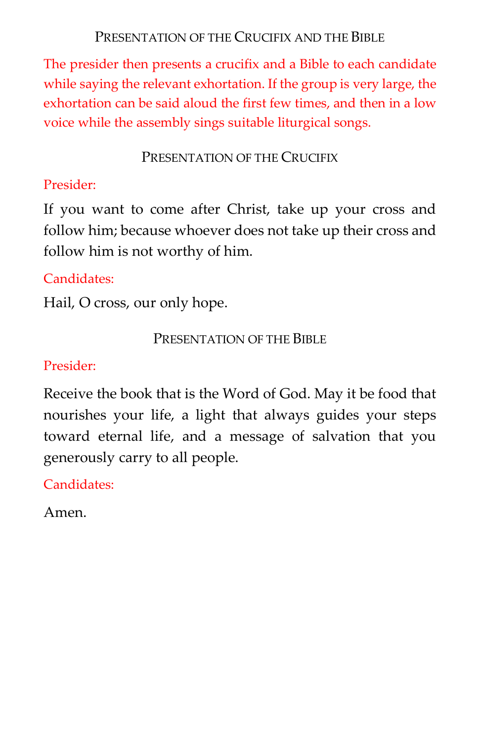## Presentation of the Crucifix and the Bible

*The presider then presents a crucifix and a Bible to each candidate while saying the relevant exhortation. If the group is very large, the exhortation can be said aloud the first few times, and then in a low voice while the assembly sings suitable liturgical songs.*

### Presentation of the Crucifix

*Presider:*

If you want to come after Christ, take up your cross and follow him; because whoever does not take up their cross and follow him is not worthy of him.

*Candidates:*

Hail, O cross, our only hope.

### Presentation of the Bible

*Presider:*

Receive the book that is the Word of God. May it be food that nourishes your life, a light that always guides your steps toward eternal life, and a message of salvation that you generously carry to all people.

*Candidates:*

Amen.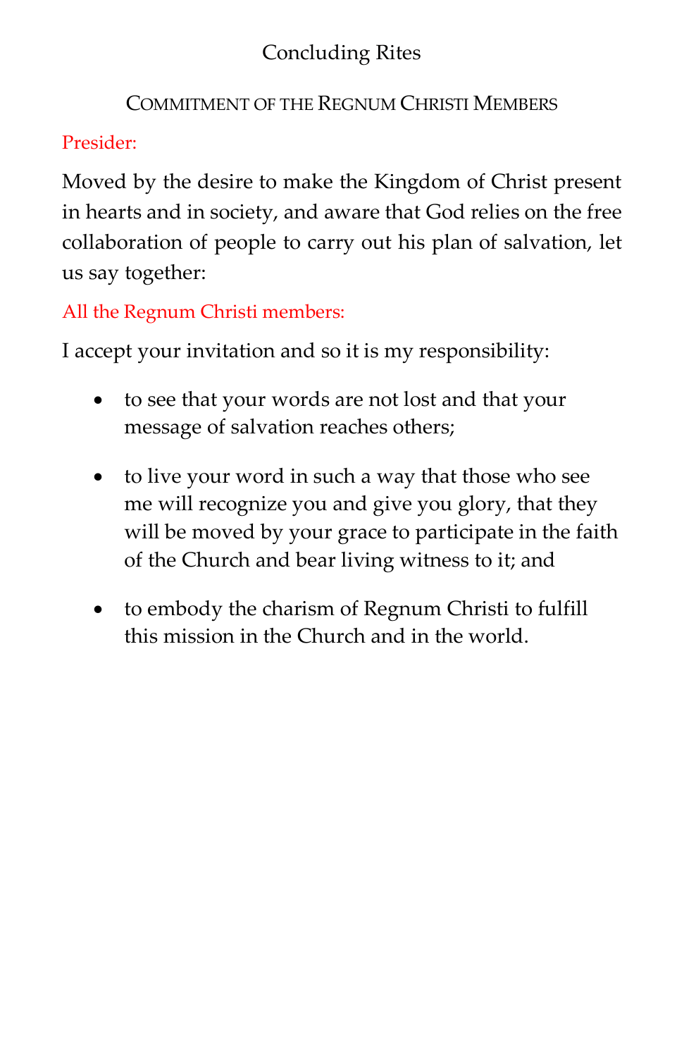## Concluding Rites

### Commitment of the Regnum Christi Members

Presider:

Moved by the desire to make the Kingdom of Christ present in hearts and in society, and aware that God relies on the free collaboration of people to carry out his plan of salvation, let us say together:

All the Regnum Christi members:

I accept your invitation and so it is my responsibility:

- to see that your words are not lost and that your message of salvation reaches others;
- to live your word in such a way that those who see me will recognize you and give you glory, that they will be moved by your grace to participate in the faith of the Church and bear living witness to it; and
- to embody the charism of Regnum Christi to fulfill this mission in the Church and in the world.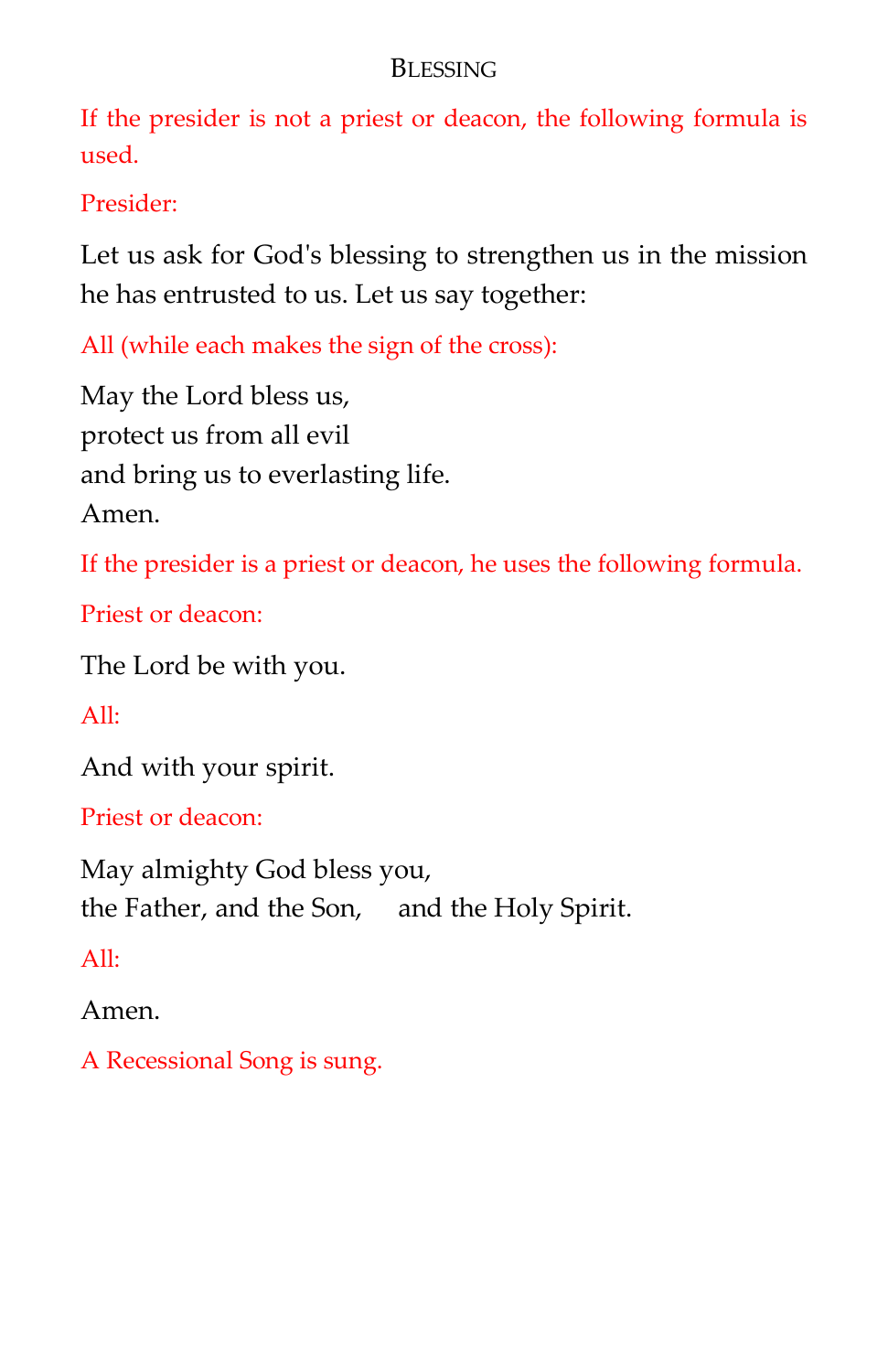## Blessing

*If the presider is not a priest or deacon, the following formula is used.*

*Presider:*

Let us ask for God's blessing to strengthen us in the mission he has entrusted to us. Let us say together:

*All (while each makes the sign of the cross):*

May the Lord bless us,
protect us from all evil
and bring us to everlasting life.
Amen.

*If the presider is a priest or deacon, he uses the following formula.*

*Priest or deacon:*

The Lord be with you.

*All:*

And with your spirit.

*Priest or deacon:*

May almighty God bless you,
the Father, and the Son, and the Holy Spirit.

*All:*

Amen.

*A Recessional Song is sung.*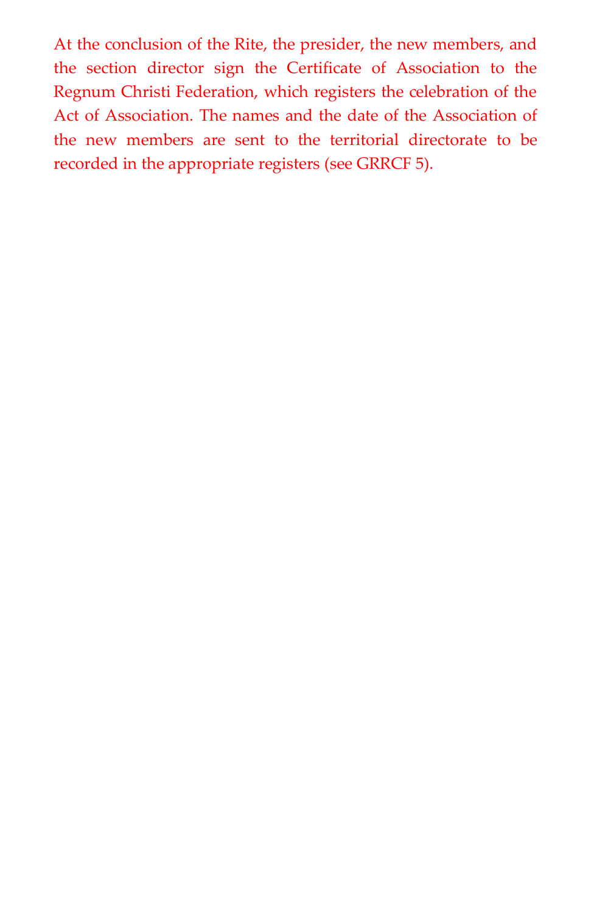At the conclusion of the Rite, the presider, the new members, and the section director sign the Certificate of Association to the Regnum Christi Federation, which registers the celebration of the Act of Association. The names and the date of the Association of the new members are sent to the territorial directorate to be recorded in the appropriate registers (see GRRCF 5).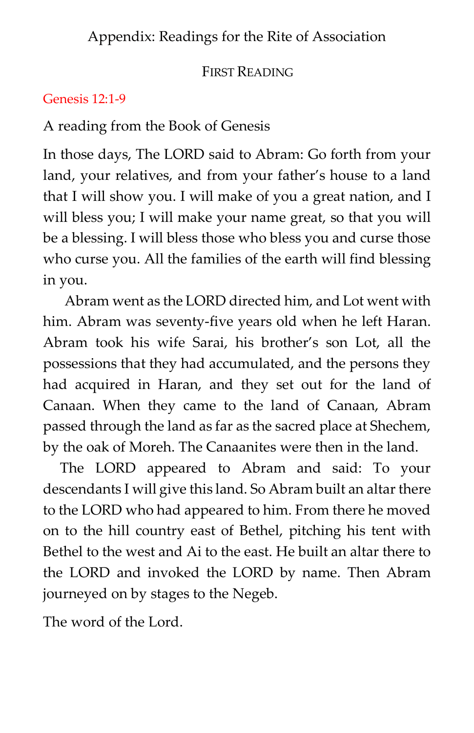# Appendix: Readings for the Rite of Association

## FIRST READING

Genesis 12:1-9

A reading from the Book of Genesis

In those days, The LORD said to Abram: Go forth from your land, your relatives, and from your father's house to a land that I will show you. I will make of you a great nation, and I will bless you; I will make your name great, so that you will be a blessing. I will bless those who bless you and curse those who curse you. All the families of the earth will find blessing in you.

Abram went as the LORD directed him, and Lot went with him. Abram was seventy-five years old when he left Haran. Abram took his wife Sarai, his brother's son Lot, all the possessions that they had accumulated, and the persons they had acquired in Haran, and they set out for the land of Canaan. When they came to the land of Canaan, Abram passed through the land as far as the sacred place at Shechem, by the oak of Moreh. The Canaanites were then in the land.

The LORD appeared to Abram and said: To your descendants I will give this land. So Abram built an altar there to the LORD who had appeared to him. From there he moved on to the hill country east of Bethel, pitching his tent with Bethel to the west and Ai to the east. He built an altar there to the LORD and invoked the LORD by name. Then Abram journeyed on by stages to the Negeb.

The word of the Lord.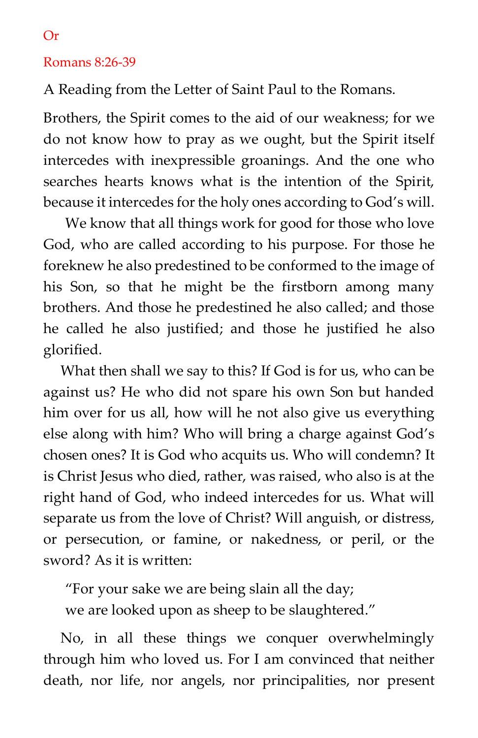Or

Romans 8:26-39

A Reading from the Letter of Saint Paul to the Romans.

Brothers, the Spirit comes to the aid of our weakness; for we do not know how to pray as we ought, but the Spirit itself intercedes with inexpressible groanings. And the one who searches hearts knows what is the intention of the Spirit, because it intercedes for the holy ones according to God's will.

We know that all things work for good for those who love God, who are called according to his purpose. For those he foreknew he also predestined to be conformed to the image of his Son, so that he might be the firstborn among many brothers. And those he predestined he also called; and those he called he also justified; and those he justified he also glorified.

What then shall we say to this? If God is for us, who can be against us? He who did not spare his own Son but handed him over for us all, how will he not also give us everything else along with him? Who will bring a charge against God's chosen ones? It is God who acquits us. Who will condemn? It is Christ Jesus who died, rather, was raised, who also is at the right hand of God, who indeed intercedes for us. What will separate us from the love of Christ? Will anguish, or distress, or persecution, or famine, or nakedness, or peril, or the sword? As it is written:

> "For your sake we are being slain all the day;
> we are looked upon as sheep to be slaughtered."

No, in all these things we conquer overwhelmingly through him who loved us. For I am convinced that neither death, nor life, nor angels, nor principalities, nor present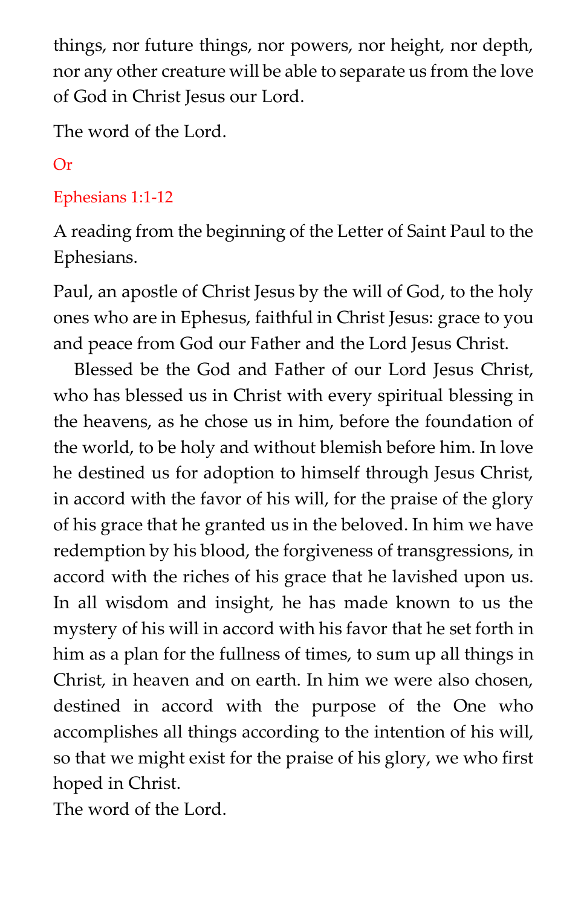things, nor future things, nor powers, nor height, nor depth, nor any other creature will be able to separate us from the love of God in Christ Jesus our Lord.

The word of the Lord.

Or

Ephesians 1:1-12

A reading from the beginning of the Letter of Saint Paul to the Ephesians.

Paul, an apostle of Christ Jesus by the will of God, to the holy ones who are in Ephesus, faithful in Christ Jesus: grace to you and peace from God our Father and the Lord Jesus Christ.

Blessed be the God and Father of our Lord Jesus Christ, who has blessed us in Christ with every spiritual blessing in the heavens, as he chose us in him, before the foundation of the world, to be holy and without blemish before him. In love he destined us for adoption to himself through Jesus Christ, in accord with the favor of his will, for the praise of the glory of his grace that he granted us in the beloved. In him we have redemption by his blood, the forgiveness of transgressions, in accord with the riches of his grace that he lavished upon us. In all wisdom and insight, he has made known to us the mystery of his will in accord with his favor that he set forth in him as a plan for the fullness of times, to sum up all things in Christ, in heaven and on earth. In him we were also chosen, destined in accord with the purpose of the One who accomplishes all things according to the intention of his will, so that we might exist for the praise of his glory, we who first hoped in Christ.

The word of the Lord.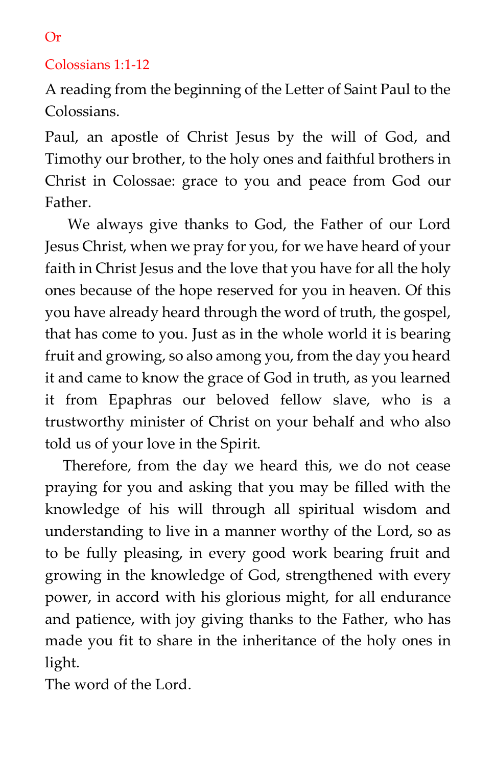Or

Colossians 1:1-12

A reading from the beginning of the Letter of Saint Paul to the Colossians.

Paul, an apostle of Christ Jesus by the will of God, and Timothy our brother, to the holy ones and faithful brothers in Christ in Colossae: grace to you and peace from God our Father.

We always give thanks to God, the Father of our Lord Jesus Christ, when we pray for you, for we have heard of your faith in Christ Jesus and the love that you have for all the holy ones because of the hope reserved for you in heaven. Of this you have already heard through the word of truth, the gospel, that has come to you. Just as in the whole world it is bearing fruit and growing, so also among you, from the day you heard it and came to know the grace of God in truth, as you learned it from Epaphras our beloved fellow slave, who is a trustworthy minister of Christ on your behalf and who also told us of your love in the Spirit.

Therefore, from the day we heard this, we do not cease praying for you and asking that you may be filled with the knowledge of his will through all spiritual wisdom and understanding to live in a manner worthy of the Lord, so as to be fully pleasing, in every good work bearing fruit and growing in the knowledge of God, strengthened with every power, in accord with his glorious might, for all endurance and patience, with joy giving thanks to the Father, who has made you fit to share in the inheritance of the holy ones in light.

The word of the Lord.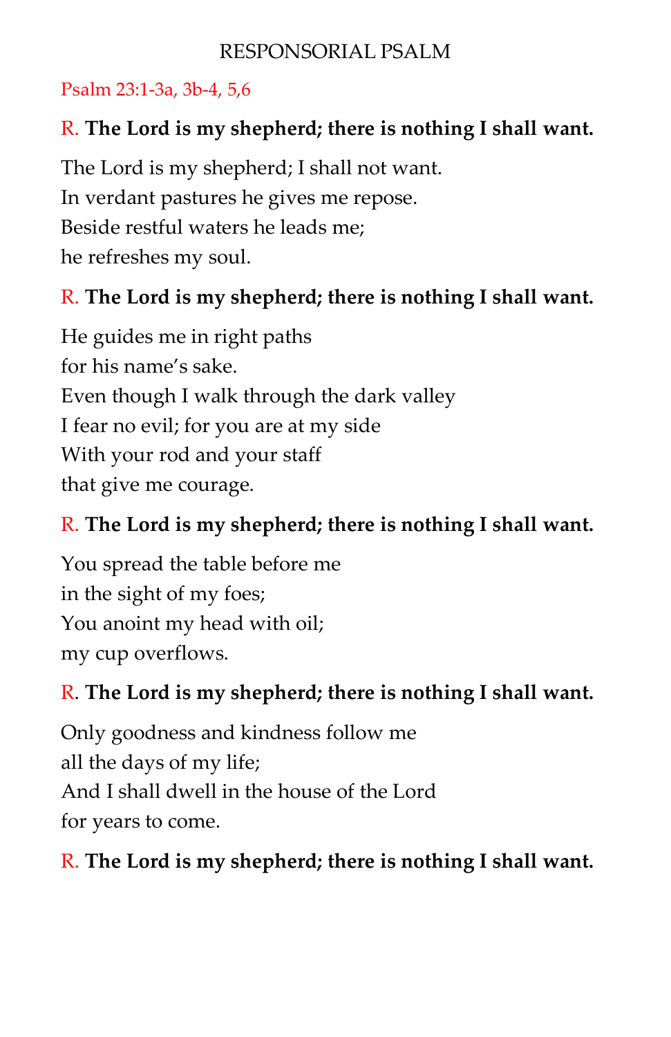## RESPONSORIAL PSALM

Psalm 23:1-3a, 3b-4, 5,6

R. **The Lord is my shepherd; there is nothing I shall want.**

The Lord is my shepherd; I shall not want.
In verdant pastures he gives me repose.
Beside restful waters he leads me;
he refreshes my soul.

R. **The Lord is my shepherd; there is nothing I shall want.**

He guides me in right paths
for his name's sake.
Even though I walk through the dark valley
I fear no evil; for you are at my side
With your rod and your staff
that give me courage.

R. **The Lord is my shepherd; there is nothing I shall want.**

You spread the table before me
in the sight of my foes;
You anoint my head with oil;
my cup overflows.

R. **The Lord is my shepherd; there is nothing I shall want.**

Only goodness and kindness follow me
all the days of my life;
And I shall dwell in the house of the Lord
for years to come.

R. **The Lord is my shepherd; there is nothing I shall want.**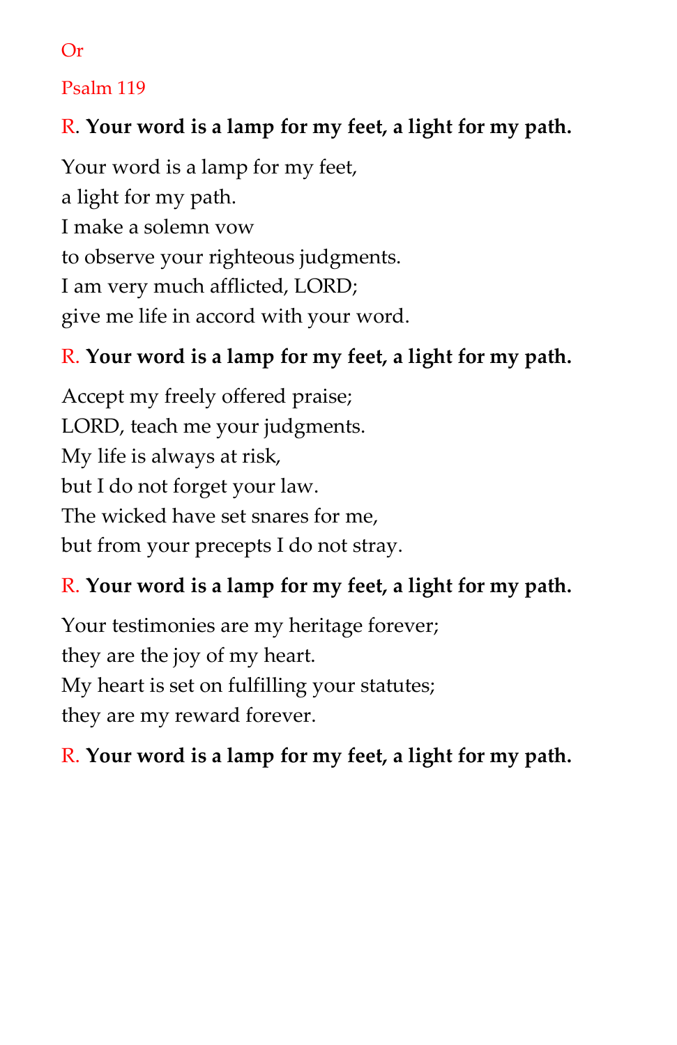Or

Psalm 119

R. **Your word is a lamp for my feet, a light for my path.**

Your word is a lamp for my feet,  
a light for my path.  
I make a solemn vow  
to observe your righteous judgments.  
I am very much afflicted, LORD;  
give me life in accord with your word.

R. **Your word is a lamp for my feet, a light for my path.**

Accept my freely offered praise;  
LORD, teach me your judgments.  
My life is always at risk,  
but I do not forget your law.  
The wicked have set snares for me,  
but from your precepts I do not stray.

R. **Your word is a lamp for my feet, a light for my path.**

Your testimonies are my heritage forever;  
they are the joy of my heart.  
My heart is set on fulfilling your statutes;  
they are my reward forever.

R. **Your word is a lamp for my feet, a light for my path.**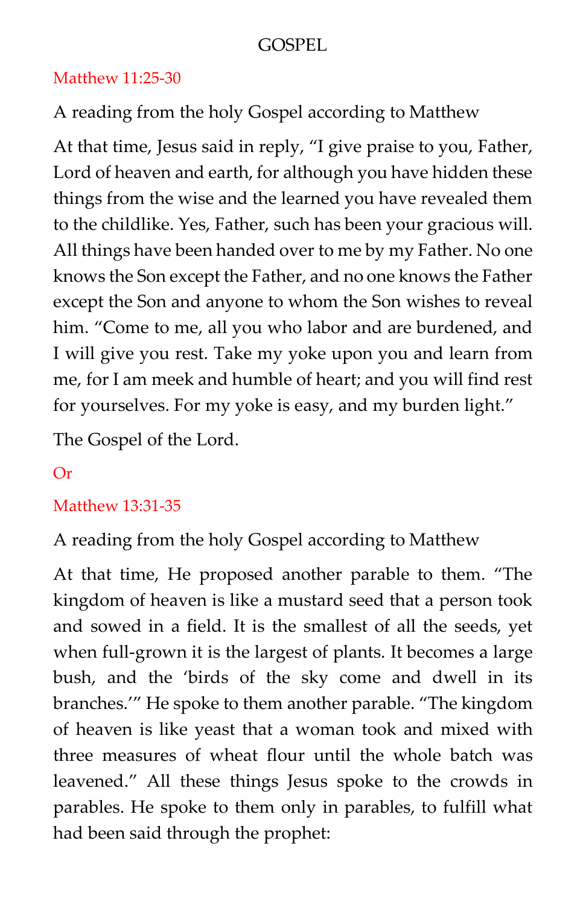# GOSPEL

Matthew 11:25-30

A reading from the holy Gospel according to Matthew

At that time, Jesus said in reply, "I give praise to you, Father, Lord of heaven and earth, for although you have hidden these things from the wise and the learned you have revealed them to the childlike. Yes, Father, such has been your gracious will. All things have been handed over to me by my Father. No one knows the Son except the Father, and no one knows the Father except the Son and anyone to whom the Son wishes to reveal him. "Come to me, all you who labor and are burdened, and I will give you rest. Take my yoke upon you and learn from me, for I am meek and humble of heart; and you will find rest for yourselves. For my yoke is easy, and my burden light."

The Gospel of the Lord.

Or

Matthew 13:31-35

A reading from the holy Gospel according to Matthew

At that time, He proposed another parable to them. "The kingdom of heaven is like a mustard seed that a person took and sowed in a field. It is the smallest of all the seeds, yet when full-grown it is the largest of plants. It becomes a large bush, and the 'birds of the sky come and dwell in its branches.'" He spoke to them another parable. "The kingdom of heaven is like yeast that a woman took and mixed with three measures of wheat flour until the whole batch was leavened." All these things Jesus spoke to the crowds in parables. He spoke to them only in parables, to fulfill what had been said through the prophet: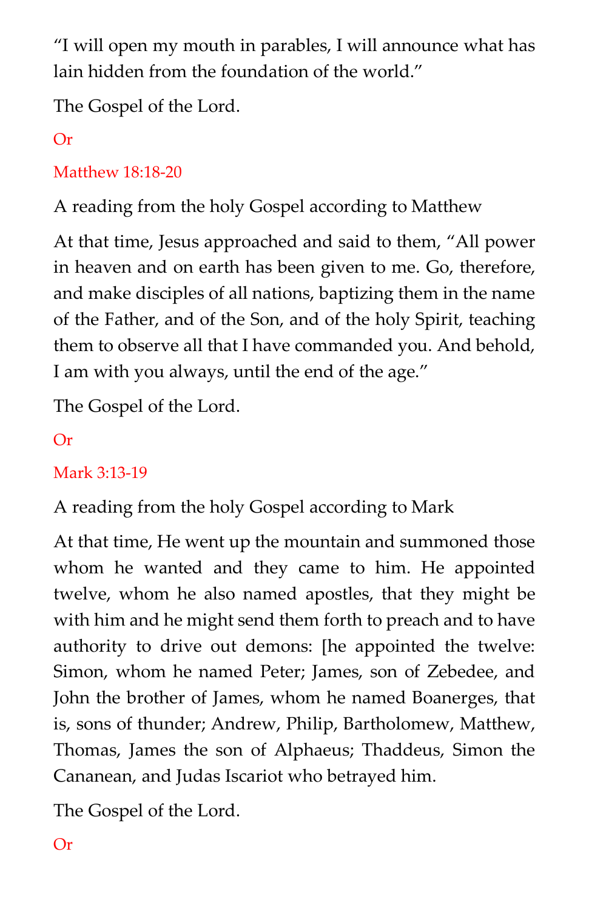"I will open my mouth in parables, I will announce what has lain hidden from the foundation of the world."

The Gospel of the Lord.

Or

Matthew 18:18-20

A reading from the holy Gospel according to Matthew

At that time, Jesus approached and said to them, "All power in heaven and on earth has been given to me. Go, therefore, and make disciples of all nations, baptizing them in the name of the Father, and of the Son, and of the holy Spirit, teaching them to observe all that I have commanded you. And behold, I am with you always, until the end of the age."

The Gospel of the Lord.

Or

Mark 3:13-19

A reading from the holy Gospel according to Mark

At that time, He went up the mountain and summoned those whom he wanted and they came to him. He appointed twelve, whom he also named apostles, that they might be with him and he might send them forth to preach and to have authority to drive out demons: [he appointed the twelve: Simon, whom he named Peter; James, son of Zebedee, and John the brother of James, whom he named Boanerges, that is, sons of thunder; Andrew, Philip, Bartholomew, Matthew, Thomas, James the son of Alphaeus; Thaddeus, Simon the Cananean, and Judas Iscariot who betrayed him.

The Gospel of the Lord.

Or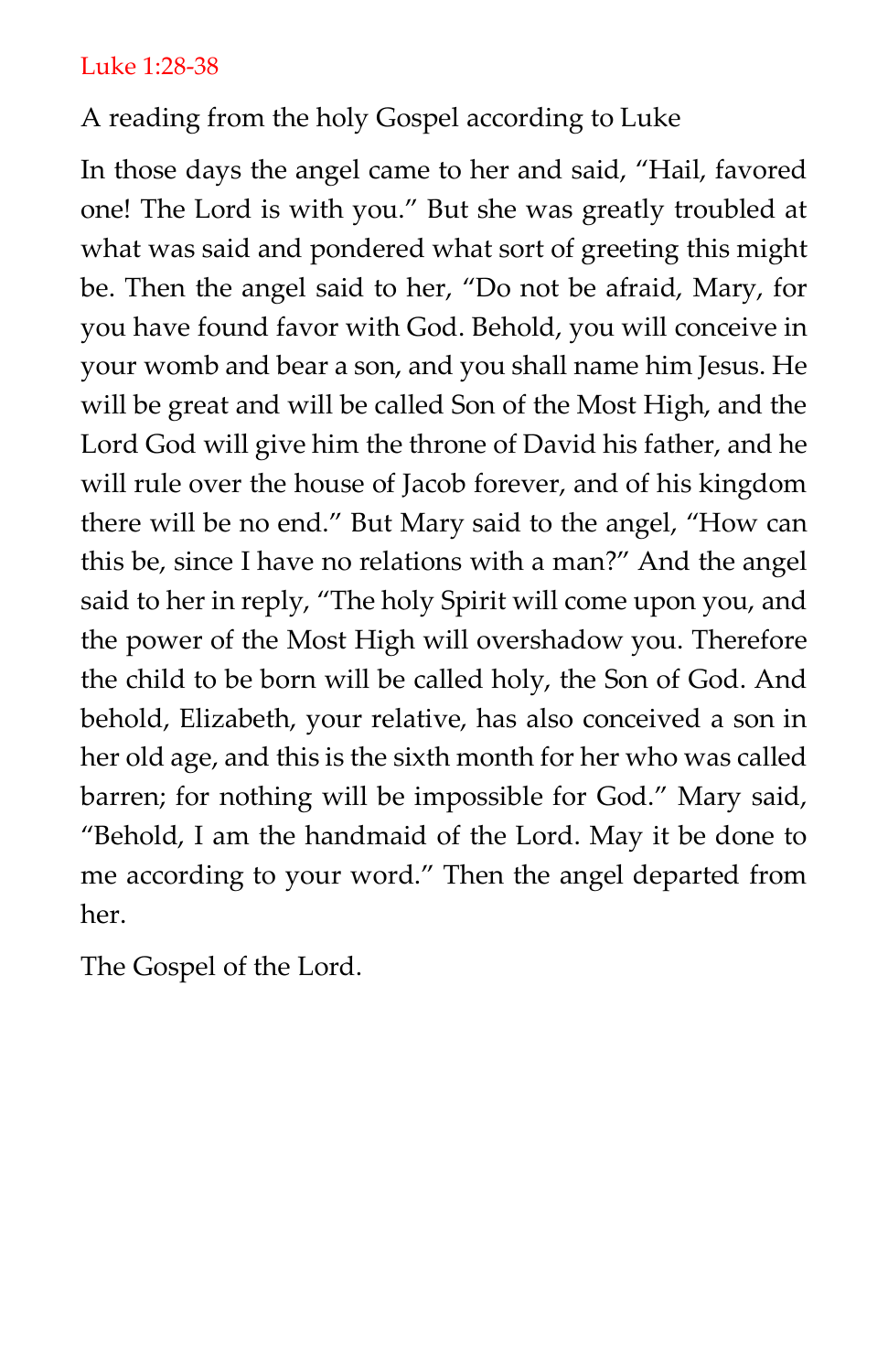Luke 1:28-38

A reading from the holy Gospel according to Luke

In those days the angel came to her and said, “Hail, favored one! The Lord is with you.” But she was greatly troubled at what was said and pondered what sort of greeting this might be. Then the angel said to her, “Do not be afraid, Mary, for you have found favor with God. Behold, you will conceive in your womb and bear a son, and you shall name him Jesus. He will be great and will be called Son of the Most High, and the Lord God will give him the throne of David his father, and he will rule over the house of Jacob forever, and of his kingdom there will be no end.” But Mary said to the angel, “How can this be, since I have no relations with a man?” And the angel said to her in reply, “The holy Spirit will come upon you, and the power of the Most High will overshadow you. Therefore the child to be born will be called holy, the Son of God. And behold, Elizabeth, your relative, has also conceived a son in her old age, and this is the sixth month for her who was called barren; for nothing will be impossible for God.” Mary said, “Behold, I am the handmaid of the Lord. May it be done to me according to your word.” Then the angel departed from her.

The Gospel of the Lord.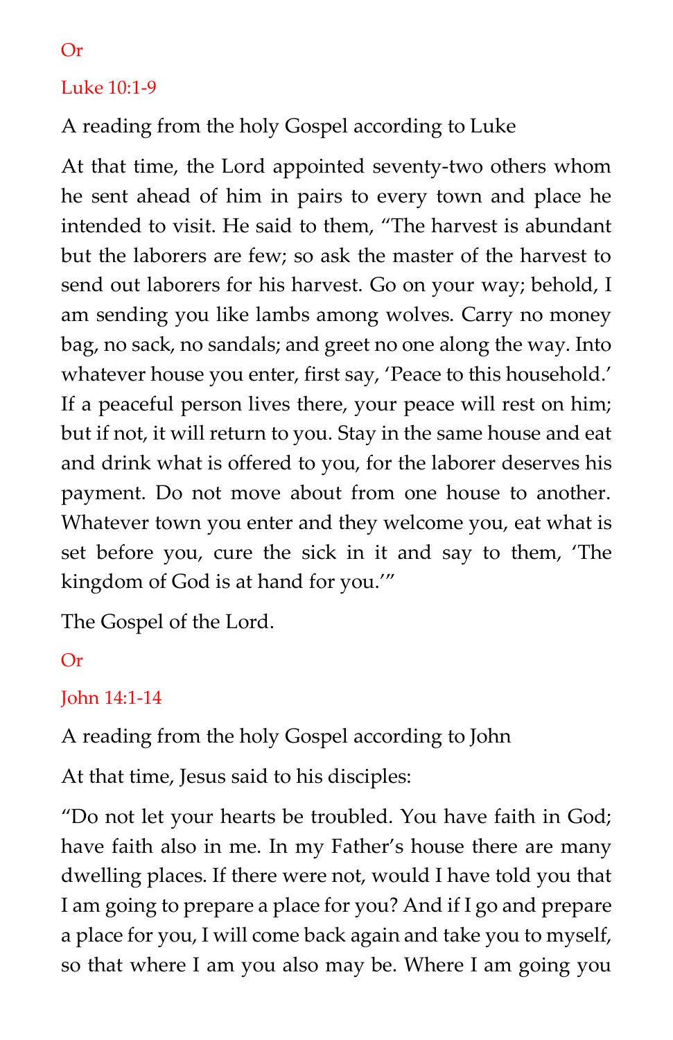Or

Luke 10:1-9

A reading from the holy Gospel according to Luke

At that time, the Lord appointed seventy-two others whom he sent ahead of him in pairs to every town and place he intended to visit. He said to them, "The harvest is abundant but the laborers are few; so ask the master of the harvest to send out laborers for his harvest. Go on your way; behold, I am sending you like lambs among wolves. Carry no money bag, no sack, no sandals; and greet no one along the way. Into whatever house you enter, first say, 'Peace to this household.' If a peaceful person lives there, your peace will rest on him; but if not, it will return to you. Stay in the same house and eat and drink what is offered to you, for the laborer deserves his payment. Do not move about from one house to another. Whatever town you enter and they welcome you, eat what is set before you, cure the sick in it and say to them, 'The kingdom of God is at hand for you.'"

The Gospel of the Lord.

Or

John 14:1-14

A reading from the holy Gospel according to John

At that time, Jesus said to his disciples:

"Do not let your hearts be troubled. You have faith in God; have faith also in me. In my Father's house there are many dwelling places. If there were not, would I have told you that I am going to prepare a place for you? And if I go and prepare a place for you, I will come back again and take you to myself, so that where I am you also may be. Where I am going you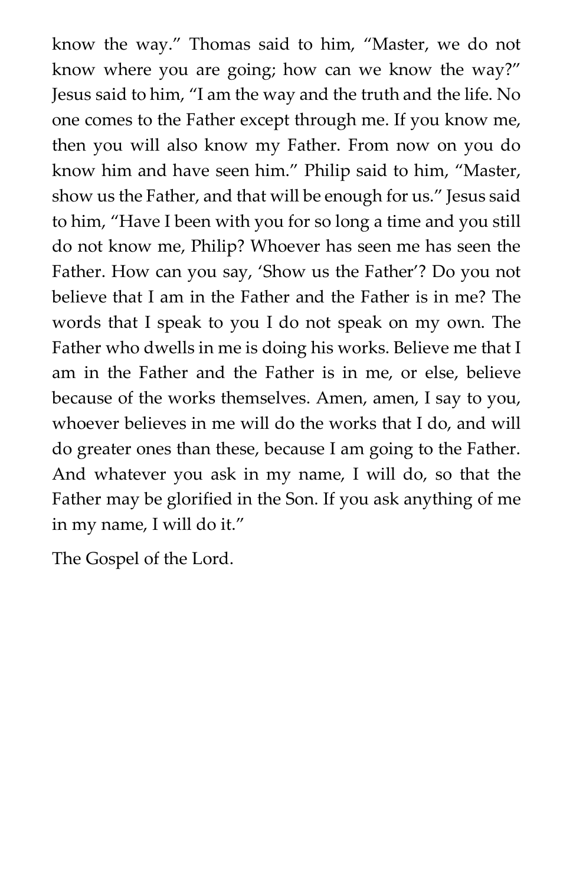know the way." Thomas said to him, "Master, we do not know where you are going; how can we know the way?" Jesus said to him, "I am the way and the truth and the life. No one comes to the Father except through me. If you know me, then you will also know my Father. From now on you do know him and have seen him." Philip said to him, "Master, show us the Father, and that will be enough for us." Jesus said to him, "Have I been with you for so long a time and you still do not know me, Philip? Whoever has seen me has seen the Father. How can you say, 'Show us the Father'? Do you not believe that I am in the Father and the Father is in me? The words that I speak to you I do not speak on my own. The Father who dwells in me is doing his works. Believe me that I am in the Father and the Father is in me, or else, believe because of the works themselves. Amen, amen, I say to you, whoever believes in me will do the works that I do, and will do greater ones than these, because I am going to the Father. And whatever you ask in my name, I will do, so that the Father may be glorified in the Son. If you ask anything of me in my name, I will do it."

The Gospel of the Lord.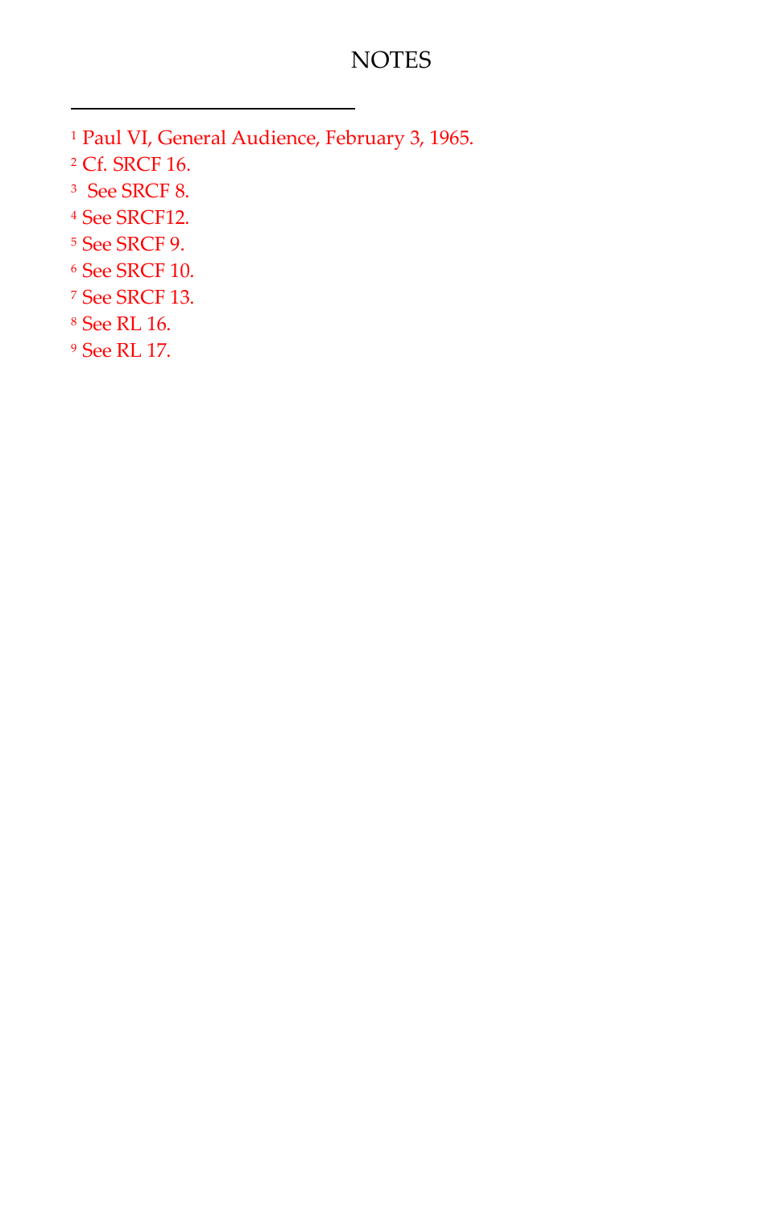# NOTES

[1] Paul VI, General Audience, February 3, 1965.

[2] Cf. SRCF 16.

[3] See SRCF 8.

[4] See SRCF12.

[5] See SRCF 9.

[6] See SRCF 10.

[7] See SRCF 13.

[8] See RL 16.

[9] See RL 17.